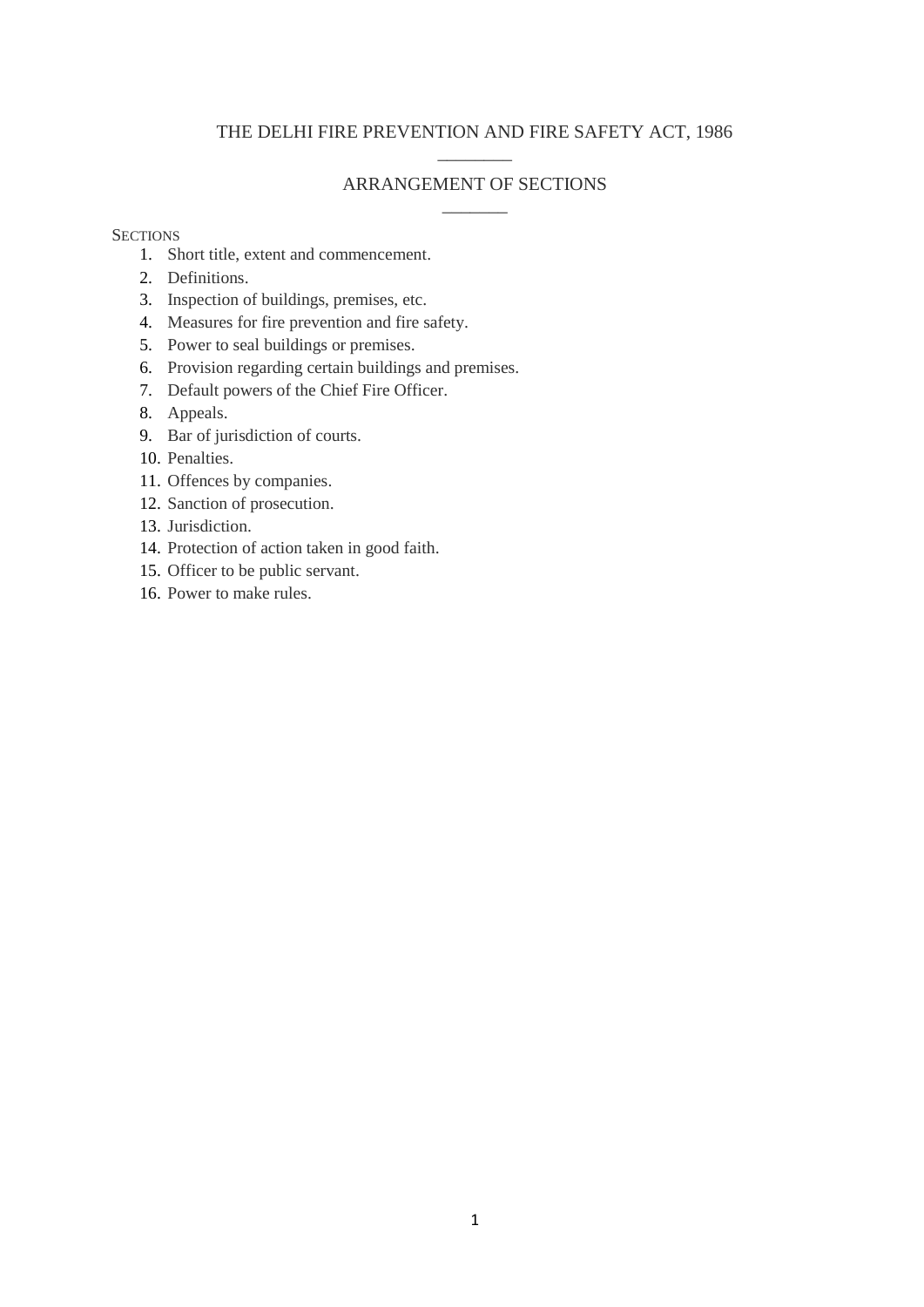# THE DELHI FIRE PREVENTION AND FIRE SAFETY ACT, 1986

## ARRANGEMENT OF SECTIONS

SECTIONS

1. Short title, extent and commencement.
2. Definitions.
3. Inspection of buildings, premises, etc.
4. Measures for fire prevention and fire safety.
5. Power to seal buildings or premises.
6. Provision regarding certain buildings and premises.
7. Default powers of the Chief Fire Officer.
8. Appeals.
9. Bar of jurisdiction of courts.
10. Penalties.
11. Offences by companies.
12. Sanction of prosecution.
13. Jurisdiction.
14. Protection of action taken in good faith.
15. Officer to be public servant.
16. Power to make rules.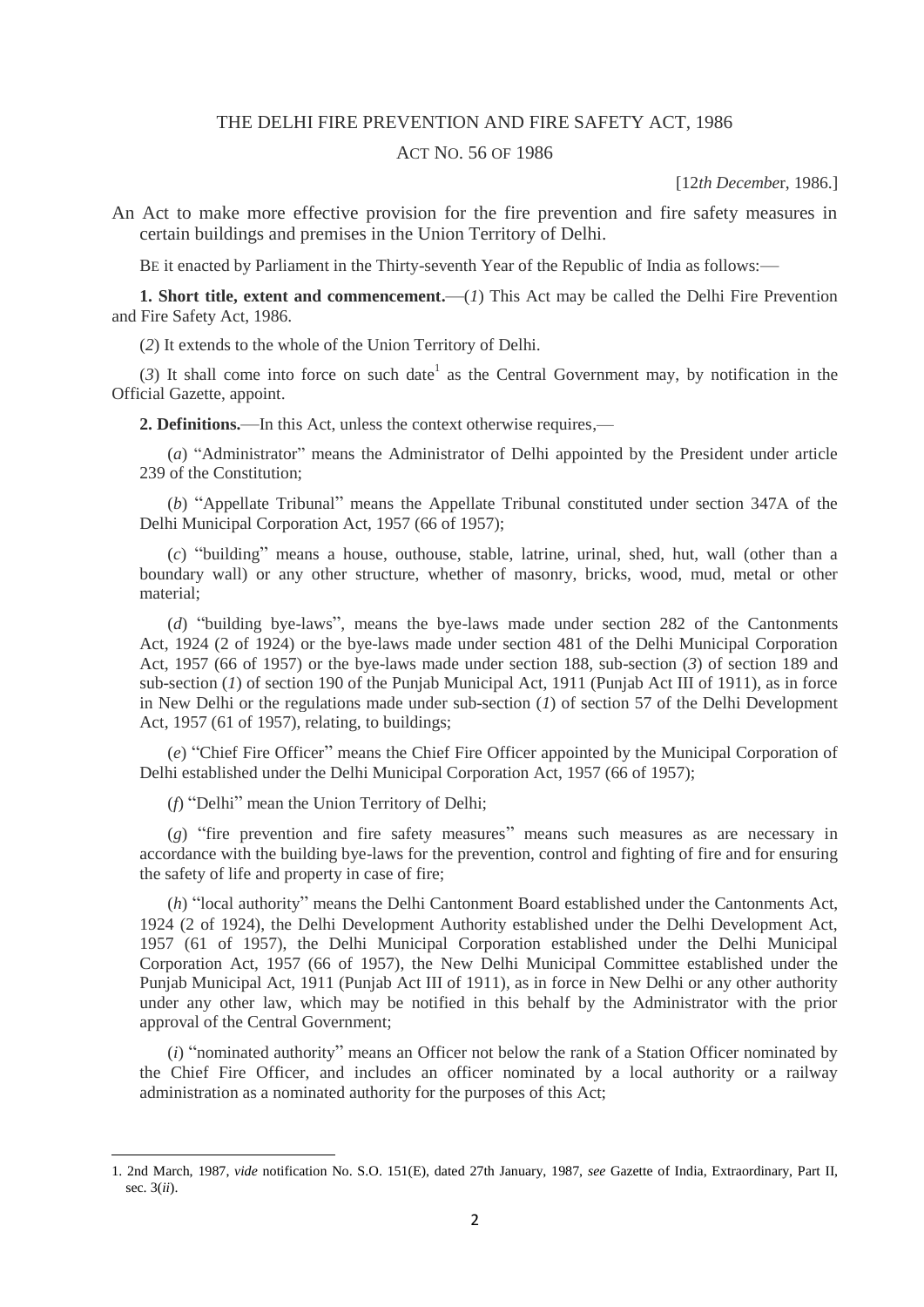# THE DELHI FIRE PREVENTION AND FIRE SAFETY ACT, 1986

## ACT NO. 56 OF 1986

[12*th Decembe*r, 1986.]

An Act to make more effective provision for the fire prevention and fire safety measures in certain buildings and premises in the Union Territory of Delhi.

BE it enacted by Parliament in the Thirty-seventh Year of the Republic of India as follows:—

**1. Short title, extent and commencement.**—(*1*) This Act may be called the Delhi Fire Prevention and Fire Safety Act, 1986.

(*2*) It extends to the whole of the Union Territory of Delhi.

(*3*) It shall come into force on such date[1] as the Central Government may, by notification in the Official Gazette, appoint.

**2. Definitions.**—In this Act, unless the context otherwise requires,—

(*a*) "Administrator" means the Administrator of Delhi appointed by the President under article 239 of the Constitution;

(*b*) "Appellate Tribunal" means the Appellate Tribunal constituted under section 347A of the Delhi Municipal Corporation Act, 1957 (66 of 1957);

(*c*) "building" means a house, outhouse, stable, latrine, urinal, shed, hut, wall (other than a boundary wall) or any other structure, whether of masonry, bricks, wood, mud, metal or other material;

(*d*) "building bye-laws", means the bye-laws made under section 282 of the Cantonments Act, 1924 (2 of 1924) or the bye-laws made under section 481 of the Delhi Municipal Corporation Act, 1957 (66 of 1957) or the bye-laws made under section 188, sub-section (*3*) of section 189 and sub-section (*1*) of section 190 of the Punjab Municipal Act, 1911 (Punjab Act III of 1911), as in force in New Delhi or the regulations made under sub-section (*1*) of section 57 of the Delhi Development Act, 1957 (61 of 1957), relating, to buildings;

(*e*) "Chief Fire Officer" means the Chief Fire Officer appointed by the Municipal Corporation of Delhi established under the Delhi Municipal Corporation Act, 1957 (66 of 1957);

(*f*) "Delhi" mean the Union Territory of Delhi;

(*g*) "fire prevention and fire safety measures" means such measures as are necessary in accordance with the building bye-laws for the prevention, control and fighting of fire and for ensuring the safety of life and property in case of fire;

(*h*) "local authority" means the Delhi Cantonment Board established under the Cantonments Act, 1924 (2 of 1924), the Delhi Development Authority established under the Delhi Development Act, 1957 (61 of 1957), the Delhi Municipal Corporation established under the Delhi Municipal Corporation Act, 1957 (66 of 1957), the New Delhi Municipal Committee established under the Punjab Municipal Act, 1911 (Punjab Act III of 1911), as in force in New Delhi or any other authority under any other law, which may be notified in this behalf by the Administrator with the prior approval of the Central Government;

(*i*) "nominated authority" means an Officer not below the rank of a Station Officer nominated by the Chief Fire Officer, and includes an officer nominated by a local authority or a railway administration as a nominated authority for the purposes of this Act;

---

1. 2nd March, 1987, *vide* notification No. S.O. 151(E), dated 27th January, 1987, *see* Gazette of India, Extraordinary, Part II, sec. 3(*ii*).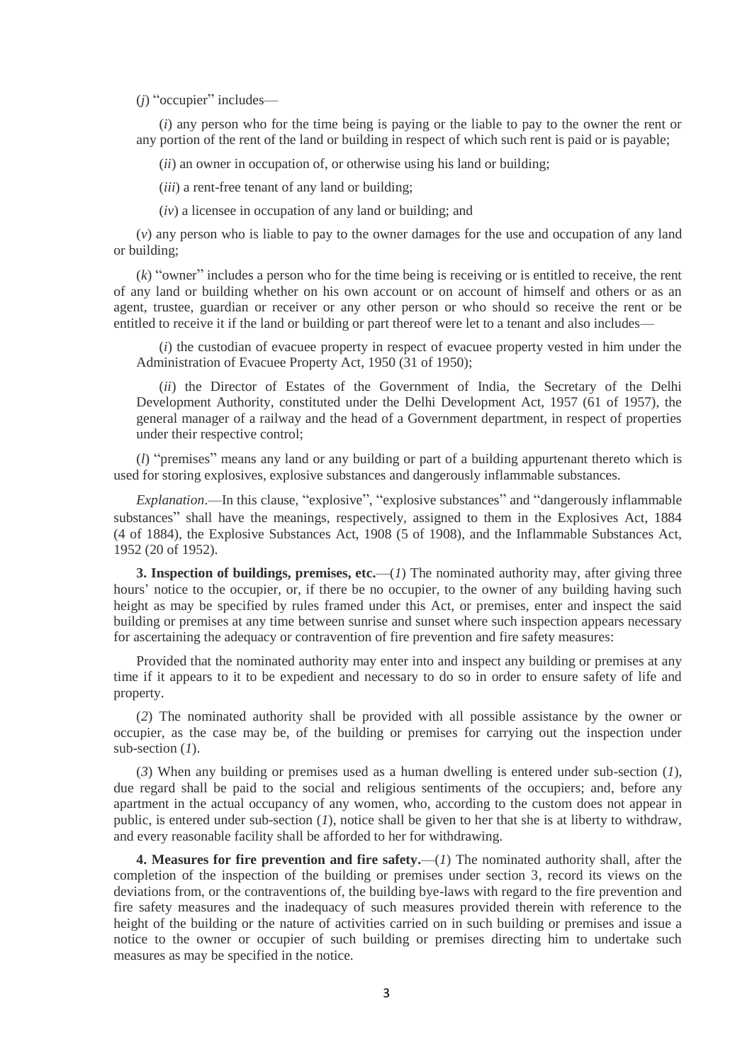(*j*) "occupier" includes—

(*i*) any person who for the time being is paying or the liable to pay to the owner the rent or any portion of the rent of the land or building in respect of which such rent is paid or is payable;

(*ii*) an owner in occupation of, or otherwise using his land or building;

(*iii*) a rent-free tenant of any land or building;

(*iv*) a licensee in occupation of any land or building; and

(*v*) any person who is liable to pay to the owner damages for the use and occupation of any land or building;

(*k*) "owner" includes a person who for the time being is receiving or is entitled to receive, the rent of any land or building whether on his own account or on account of himself and others or as an agent, trustee, guardian or receiver or any other person or who should so receive the rent or be entitled to receive it if the land or building or part thereof were let to a tenant and also includes—

(*i*) the custodian of evacuee property in respect of evacuee property vested in him under the Administration of Evacuee Property Act, 1950 (31 of 1950);

(*ii*) the Director of Estates of the Government of India, the Secretary of the Delhi Development Authority, constituted under the Delhi Development Act, 1957 (61 of 1957), the general manager of a railway and the head of a Government department, in respect of properties under their respective control;

(*l*) "premises" means any land or any building or part of a building appurtenant thereto which is used for storing explosives, explosive substances and dangerously inflammable substances.

*Explanation*.—In this clause, "explosive", "explosive substances" and "dangerously inflammable substances" shall have the meanings, respectively, assigned to them in the Explosives Act, 1884 (4 of 1884), the Explosive Substances Act, 1908 (5 of 1908), and the Inflammable Substances Act, 1952 (20 of 1952).

**3. Inspection of buildings, premises, etc.**—(*1*) The nominated authority may, after giving three hours' notice to the occupier, or, if there be no occupier, to the owner of any building having such height as may be specified by rules framed under this Act, or premises, enter and inspect the said building or premises at any time between sunrise and sunset where such inspection appears necessary for ascertaining the adequacy or contravention of fire prevention and fire safety measures:

Provided that the nominated authority may enter into and inspect any building or premises at any time if it appears to it to be expedient and necessary to do so in order to ensure safety of life and property.

(*2*) The nominated authority shall be provided with all possible assistance by the owner or occupier, as the case may be, of the building or premises for carrying out the inspection under sub-section (*1*).

(*3*) When any building or premises used as a human dwelling is entered under sub-section (*1*), due regard shall be paid to the social and religious sentiments of the occupiers; and, before any apartment in the actual occupancy of any women, who, according to the custom does not appear in public, is entered under sub-section (*1*), notice shall be given to her that she is at liberty to withdraw, and every reasonable facility shall be afforded to her for withdrawing.

**4. Measures for fire prevention and fire safety.**—(*1*) The nominated authority shall, after the completion of the inspection of the building or premises under section 3, record its views on the deviations from, or the contraventions of, the building bye-laws with regard to the fire prevention and fire safety measures and the inadequacy of such measures provided therein with reference to the height of the building or the nature of activities carried on in such building or premises and issue a notice to the owner or occupier of such building or premises directing him to undertake such measures as may be specified in the notice.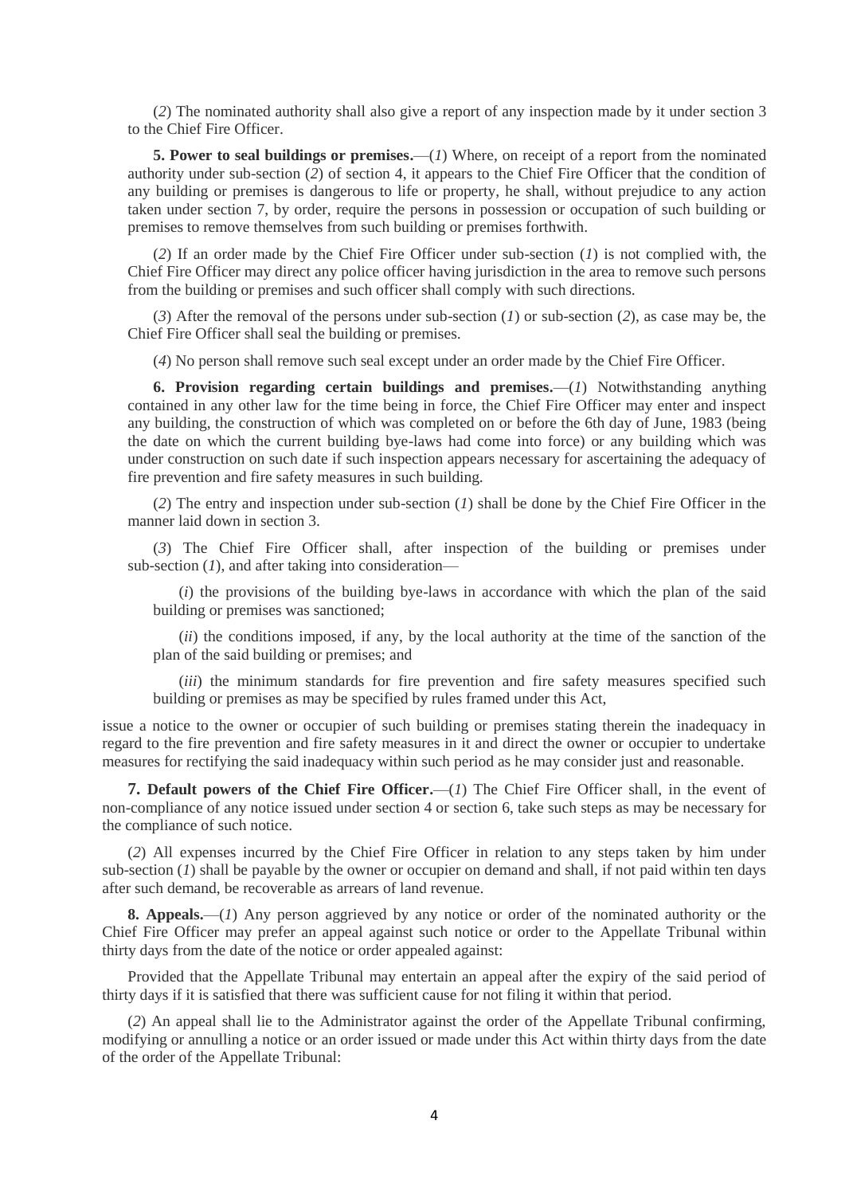(*2*) The nominated authority shall also give a report of any inspection made by it under section 3 to the Chief Fire Officer.

**5. Power to seal buildings or premises.**—(*1*) Where, on receipt of a report from the nominated authority under sub-section (*2*) of section 4, it appears to the Chief Fire Officer that the condition of any building or premises is dangerous to life or property, he shall, without prejudice to any action taken under section 7, by order, require the persons in possession or occupation of such building or premises to remove themselves from such building or premises forthwith.

(*2*) If an order made by the Chief Fire Officer under sub-section (*1*) is not complied with, the Chief Fire Officer may direct any police officer having jurisdiction in the area to remove such persons from the building or premises and such officer shall comply with such directions.

(*3*) After the removal of the persons under sub-section (*1*) or sub-section (*2*), as case may be, the Chief Fire Officer shall seal the building or premises.

(*4*) No person shall remove such seal except under an order made by the Chief Fire Officer.

**6. Provision regarding certain buildings and premises.**—(*1*) Notwithstanding anything contained in any other law for the time being in force, the Chief Fire Officer may enter and inspect any building, the construction of which was completed on or before the 6th day of June, 1983 (being the date on which the current building bye-laws had come into force) or any building which was under construction on such date if such inspection appears necessary for ascertaining the adequacy of fire prevention and fire safety measures in such building.

(*2*) The entry and inspection under sub-section (*1*) shall be done by the Chief Fire Officer in the manner laid down in section 3.

(*3*) The Chief Fire Officer shall, after inspection of the building or premises under sub-section (*1*), and after taking into consideration—

(*i*) the provisions of the building bye-laws in accordance with which the plan of the said building or premises was sanctioned;

(*ii*) the conditions imposed, if any, by the local authority at the time of the sanction of the plan of the said building or premises; and

(*iii*) the minimum standards for fire prevention and fire safety measures specified such building or premises as may be specified by rules framed under this Act,

issue a notice to the owner or occupier of such building or premises stating therein the inadequacy in regard to the fire prevention and fire safety measures in it and direct the owner or occupier to undertake measures for rectifying the said inadequacy within such period as he may consider just and reasonable.

**7. Default powers of the Chief Fire Officer.**—(*1*) The Chief Fire Officer shall, in the event of non-compliance of any notice issued under section 4 or section 6, take such steps as may be necessary for the compliance of such notice.

(*2*) All expenses incurred by the Chief Fire Officer in relation to any steps taken by him under sub-section (*1*) shall be payable by the owner or occupier on demand and shall, if not paid within ten days after such demand, be recoverable as arrears of land revenue.

**8. Appeals.**—(*1*) Any person aggrieved by any notice or order of the nominated authority or the Chief Fire Officer may prefer an appeal against such notice or order to the Appellate Tribunal within thirty days from the date of the notice or order appealed against:

Provided that the Appellate Tribunal may entertain an appeal after the expiry of the said period of thirty days if it is satisfied that there was sufficient cause for not filing it within that period.

(*2*) An appeal shall lie to the Administrator against the order of the Appellate Tribunal confirming, modifying or annulling a notice or an order issued or made under this Act within thirty days from the date of the order of the Appellate Tribunal: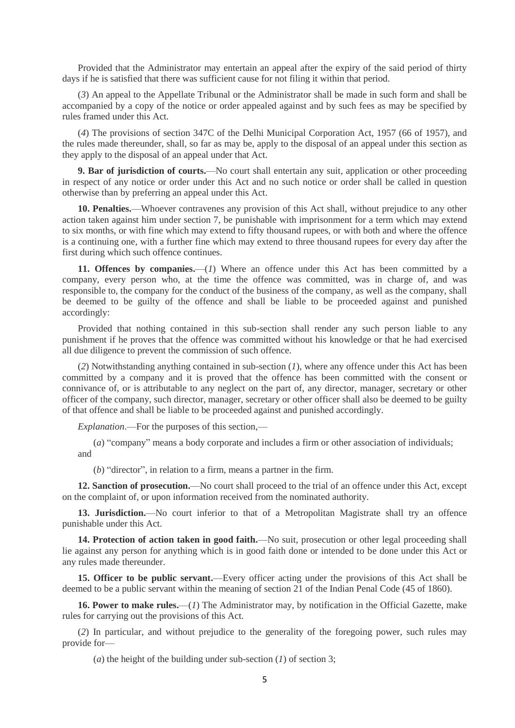Provided that the Administrator may entertain an appeal after the expiry of the said period of thirty days if he is satisfied that there was sufficient cause for not filing it within that period.

(*3*) An appeal to the Appellate Tribunal or the Administrator shall be made in such form and shall be accompanied by a copy of the notice or order appealed against and by such fees as may be specified by rules framed under this Act.

(*4*) The provisions of section 347C of the Delhi Municipal Corporation Act, 1957 (66 of 1957), and the rules made thereunder, shall, so far as may be, apply to the disposal of an appeal under this section as they apply to the disposal of an appeal under that Act.

**9. Bar of jurisdiction of courts.**—No court shall entertain any suit, application or other proceeding in respect of any notice or order under this Act and no such notice or order shall be called in question otherwise than by preferring an appeal under this Act.

**10. Penalties.**—Whoever contravenes any provision of this Act shall, without prejudice to any other action taken against him under section 7, be punishable with imprisonment for a term which may extend to six months, or with fine which may extend to fifty thousand rupees, or with both and where the offence is a continuing one, with a further fine which may extend to three thousand rupees for every day after the first during which such offence continues.

**11. Offences by companies.**—(*1*) Where an offence under this Act has been committed by a company, every person who, at the time the offence was committed, was in charge of, and was responsible to, the company for the conduct of the business of the company, as well as the company, shall be deemed to be guilty of the offence and shall be liable to be proceeded against and punished accordingly:

Provided that nothing contained in this sub-section shall render any such person liable to any punishment if he proves that the offence was committed without his knowledge or that he had exercised all due diligence to prevent the commission of such offence.

(*2*) Notwithstanding anything contained in sub-section (*1*), where any offence under this Act has been committed by a company and it is proved that the offence has been committed with the consent or connivance of, or is attributable to any neglect on the part of, any director, manager, secretary or other officer of the company, such director, manager, secretary or other officer shall also be deemed to be guilty of that offence and shall be liable to be proceeded against and punished accordingly.

*Explanation*.—For the purposes of this section,—

(*a*) "company" means a body corporate and includes a firm or other association of individuals; and

(*b*) "director", in relation to a firm, means a partner in the firm.

**12. Sanction of prosecution.**—No court shall proceed to the trial of an offence under this Act, except on the complaint of, or upon information received from the nominated authority.

**13. Jurisdiction.**—No court inferior to that of a Metropolitan Magistrate shall try an offence punishable under this Act.

**14. Protection of action taken in good faith.**—No suit, prosecution or other legal proceeding shall lie against any person for anything which is in good faith done or intended to be done under this Act or any rules made thereunder.

**15. Officer to be public servant.**—Every officer acting under the provisions of this Act shall be deemed to be a public servant within the meaning of section 21 of the Indian Penal Code (45 of 1860).

**16. Power to make rules.**—(*1*) The Administrator may, by notification in the Official Gazette, make rules for carrying out the provisions of this Act.

(*2*) In particular, and without prejudice to the generality of the foregoing power, such rules may provide for—

(*a*) the height of the building under sub-section (*1*) of section 3;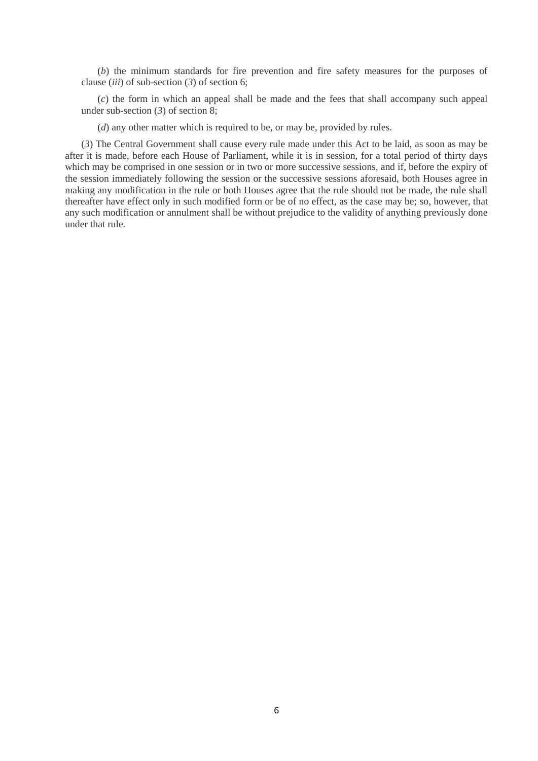(*b*) the minimum standards for fire prevention and fire safety measures for the purposes of clause (*iii*) of sub-section (*3*) of section 6;

(*c*) the form in which an appeal shall be made and the fees that shall accompany such appeal under sub-section (*3*) of section 8;

(*d*) any other matter which is required to be, or may be, provided by rules.

(*3*) The Central Government shall cause every rule made under this Act to be laid, as soon as may be after it is made, before each House of Parliament, while it is in session, for a total period of thirty days which may be comprised in one session or in two or more successive sessions, and if, before the expiry of the session immediately following the session or the successive sessions aforesaid, both Houses agree in making any modification in the rule or both Houses agree that the rule should not be made, the rule shall thereafter have effect only in such modified form or be of no effect, as the case may be; so, however, that any such modification or annulment shall be without prejudice to the validity of anything previously done under that rule.